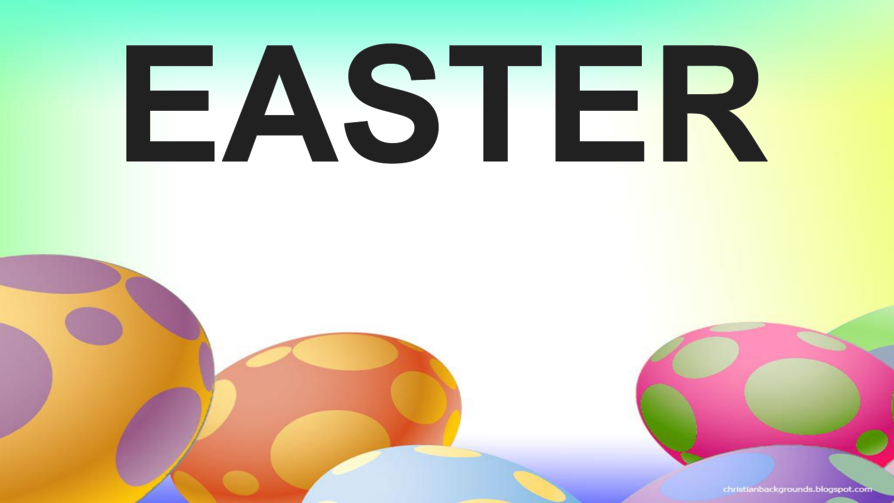# EASTER

christianbackgrounds.blogspot.com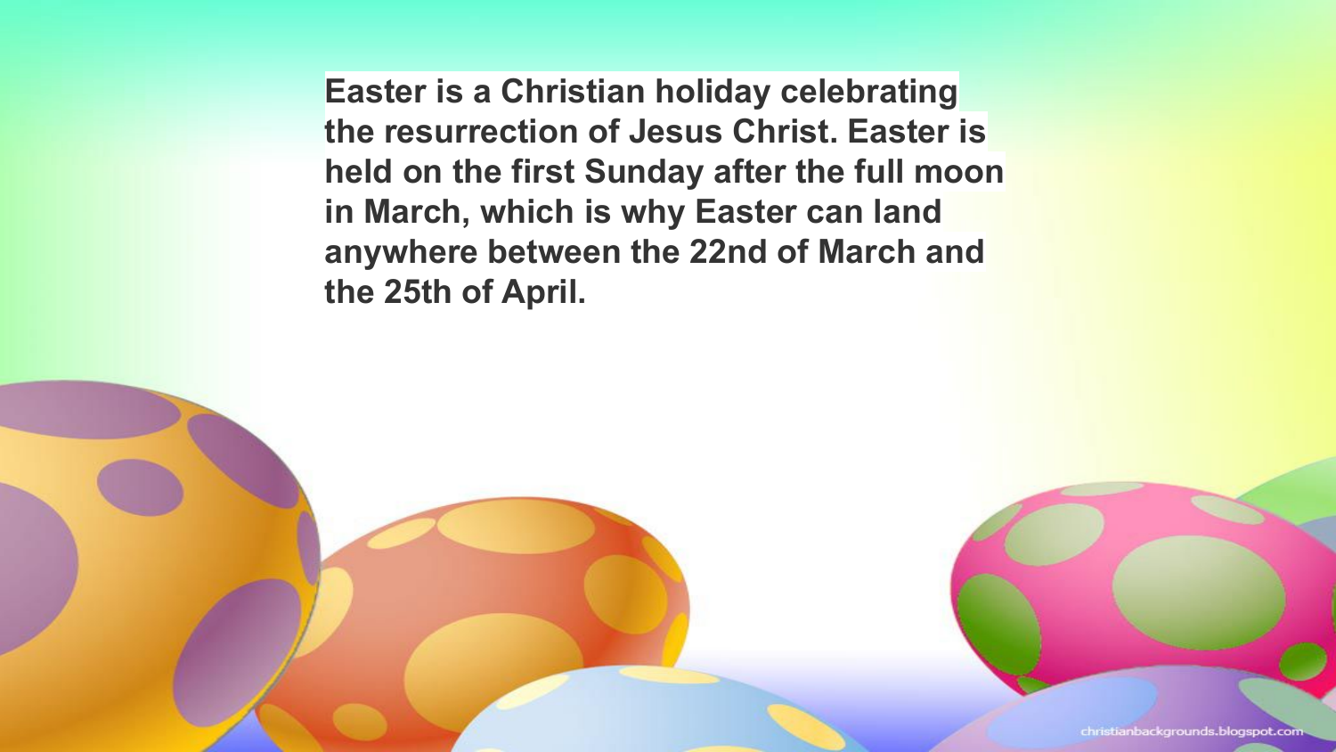**Easter is a Christian holiday celebrating the resurrection of Jesus Christ. Easter is held on the first Sunday after the full moon in March, which is why Easter can land anywhere between the 22nd of March and the 25th of April.**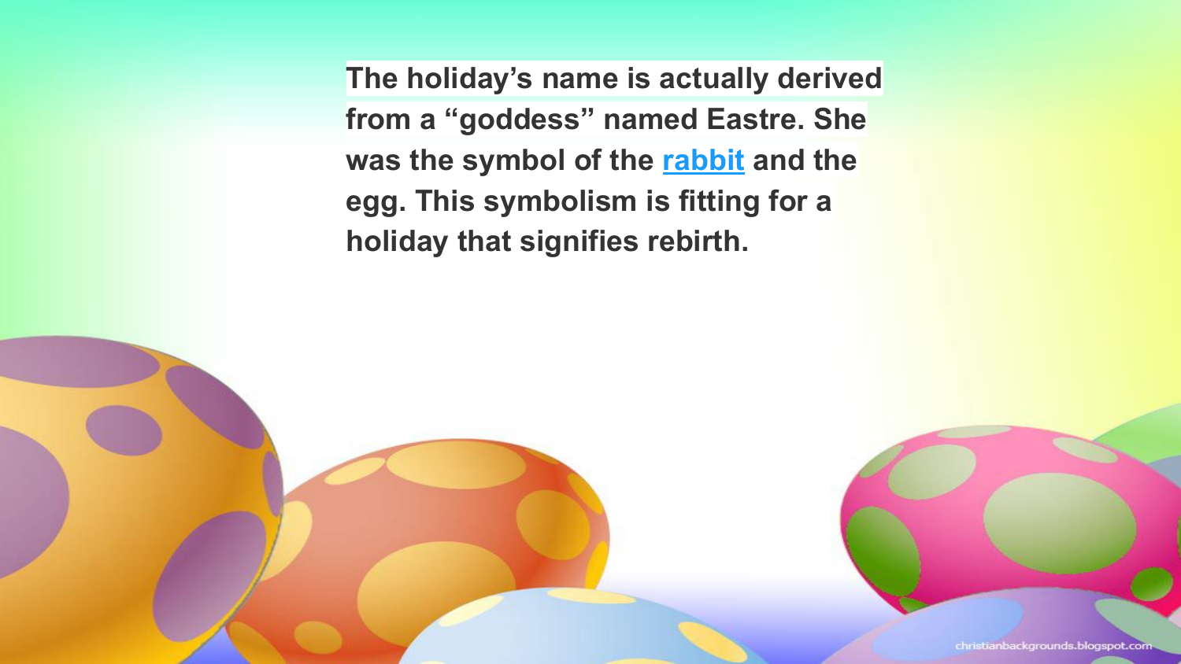**The holiday's name is actually derived from a "goddess" named Eastre. She was the symbol of the rabbit and the egg. This symbolism is fitting for a holiday that signifies rebirth.**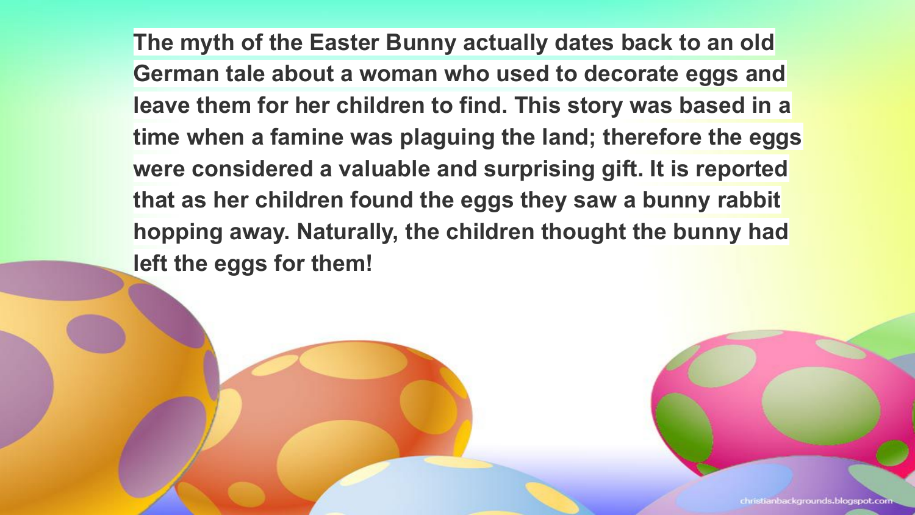**The myth of the Easter Bunny actually dates back to an old German tale about a woman who used to decorate eggs and leave them for her children to find. This story was based in a time when a famine was plaguing the land; therefore the eggs were considered a valuable and surprising gift. It is reported that as her children found the eggs they saw a bunny rabbit hopping away. Naturally, the children thought the bunny had left the eggs for them!**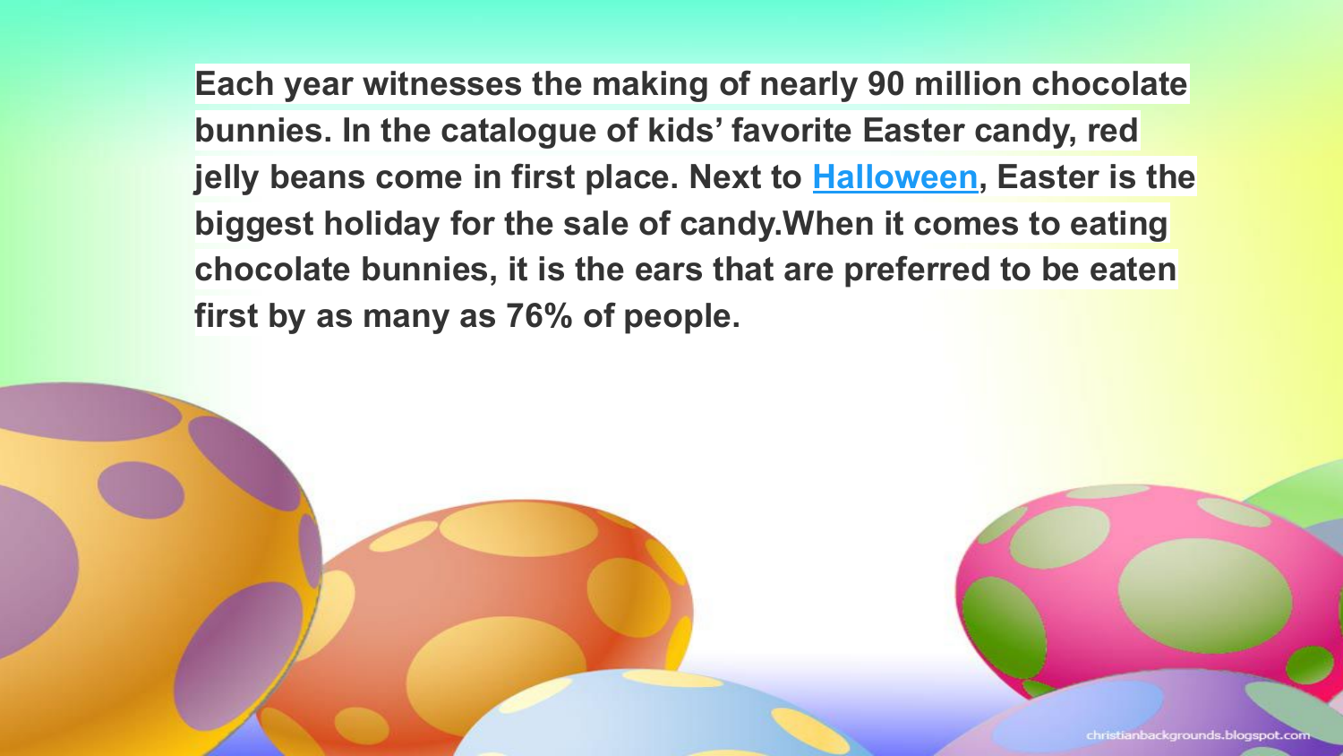**Each year witnesses the making of nearly 90 million chocolate bunnies. In the catalogue of kids' favorite Easter candy, red jelly beans come in first place. Next to Halloween, Easter is the biggest holiday for the sale of candy.When it comes to eating chocolate bunnies, it is the ears that are preferred to be eaten first by as many as 76% of people.**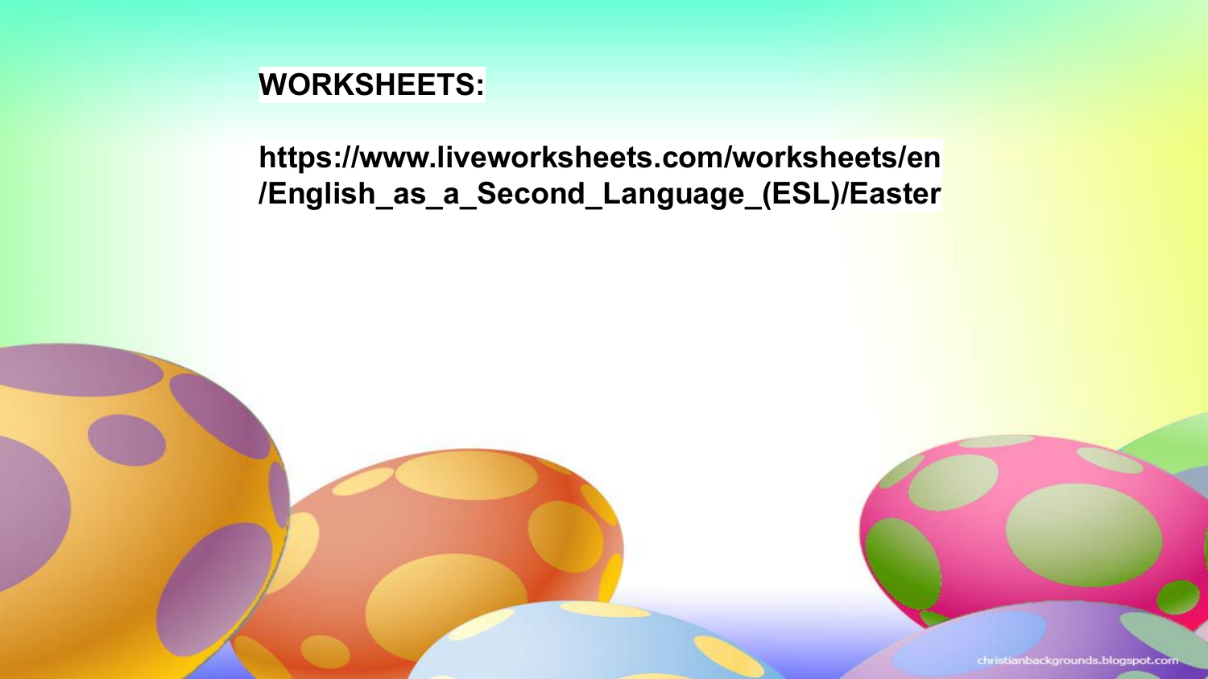**WORKSHEETS:**

**https://www.liveworksheets.com/worksheets/en/English_as_a_Second_Language_(ESL)/Easter**